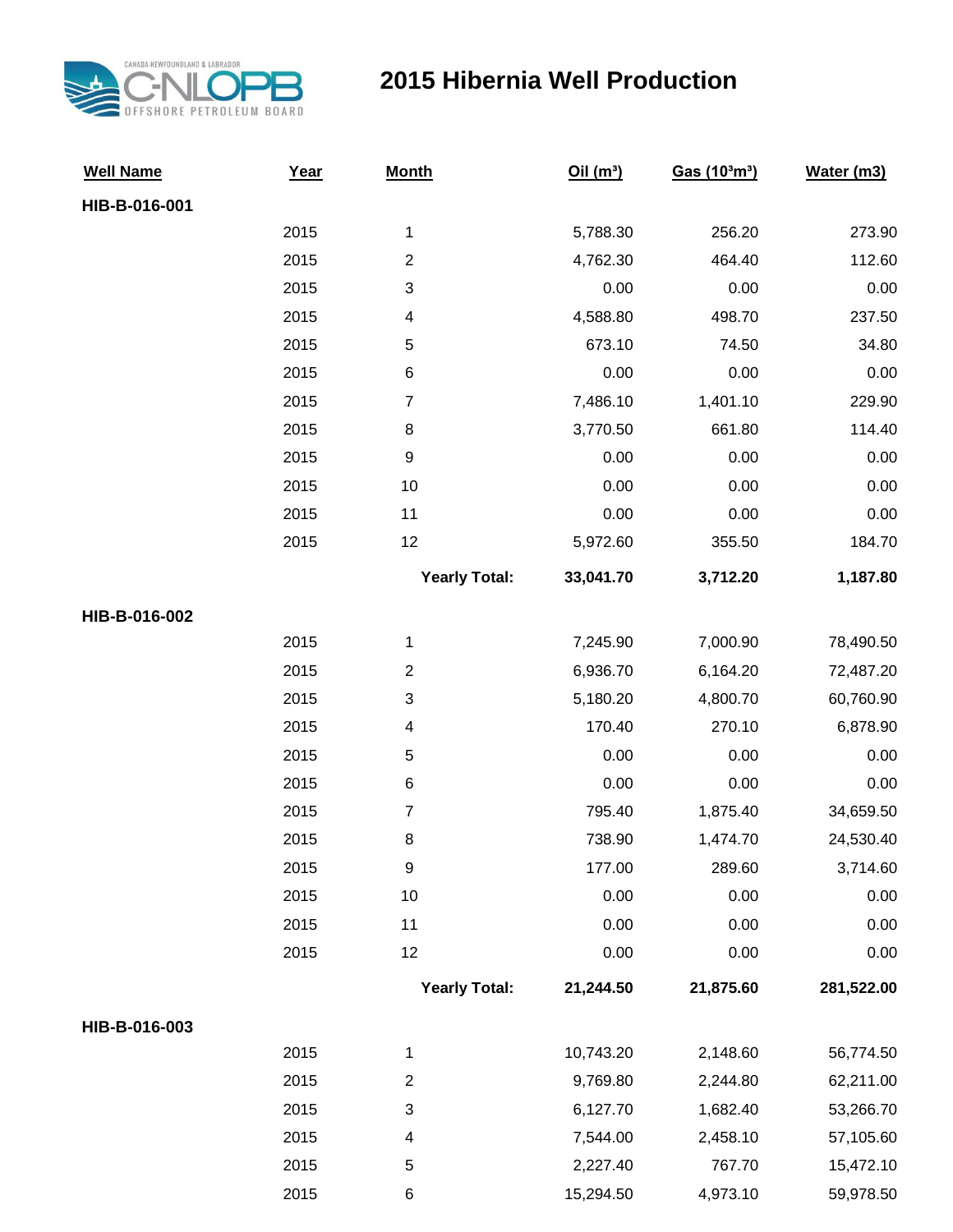# 2015 Hibernia Well Production

| Well Name | Year | Month | Oil ($m^3$) | Gas ($10^3 m^3$) | Water (m3) |
|---|---|---|---|---|---|
| **HIB-B-016-001** | | | | | |
| | 2015 | 1 | 5,788.30 | 256.20 | 273.90 |
| | 2015 | 2 | 4,762.30 | 464.40 | 112.60 |
| | 2015 | 3 | 0.00 | 0.00 | 0.00 |
| | 2015 | 4 | 4,588.80 | 498.70 | 237.50 |
| | 2015 | 5 | 673.10 | 74.50 | 34.80 |
| | 2015 | 6 | 0.00 | 0.00 | 0.00 |
| | 2015 | 7 | 7,486.10 | 1,401.10 | 229.90 |
| | 2015 | 8 | 3,770.50 | 661.80 | 114.40 |
| | 2015 | 9 | 0.00 | 0.00 | 0.00 |
| | 2015 | 10 | 0.00 | 0.00 | 0.00 |
| | 2015 | 11 | 0.00 | 0.00 | 0.00 |
| | 2015 | 12 | 5,972.60 | 355.50 | 184.70 |
| | | **Yearly Total:** | **33,041.70** | **3,712.20** | **1,187.80** |
| **HIB-B-016-002** | | | | | |
| | 2015 | 1 | 7,245.90 | 7,000.90 | 78,490.50 |
| | 2015 | 2 | 6,936.70 | 6,164.20 | 72,487.20 |
| | 2015 | 3 | 5,180.20 | 4,800.70 | 60,760.90 |
| | 2015 | 4 | 170.40 | 270.10 | 6,878.90 |
| | 2015 | 5 | 0.00 | 0.00 | 0.00 |
| | 2015 | 6 | 0.00 | 0.00 | 0.00 |
| | 2015 | 7 | 795.40 | 1,875.40 | 34,659.50 |
| | 2015 | 8 | 738.90 | 1,474.70 | 24,530.40 |
| | 2015 | 9 | 177.00 | 289.60 | 3,714.60 |
| | 2015 | 10 | 0.00 | 0.00 | 0.00 |
| | 2015 | 11 | 0.00 | 0.00 | 0.00 |
| | 2015 | 12 | 0.00 | 0.00 | 0.00 |
| | | **Yearly Total:** | **21,244.50** | **21,875.60** | **281,522.00** |
| **HIB-B-016-003** | | | | | |
| | 2015 | 1 | 10,743.20 | 2,148.60 | 56,774.50 |
| | 2015 | 2 | 9,769.80 | 2,244.80 | 62,211.00 |
| | 2015 | 3 | 6,127.70 | 1,682.40 | 53,266.70 |
| | 2015 | 4 | 7,544.00 | 2,458.10 | 57,105.60 |
| | 2015 | 5 | 2,227.40 | 767.70 | 15,472.10 |
| | 2015 | 6 | 15,294.50 | 4,973.10 | 59,978.50 |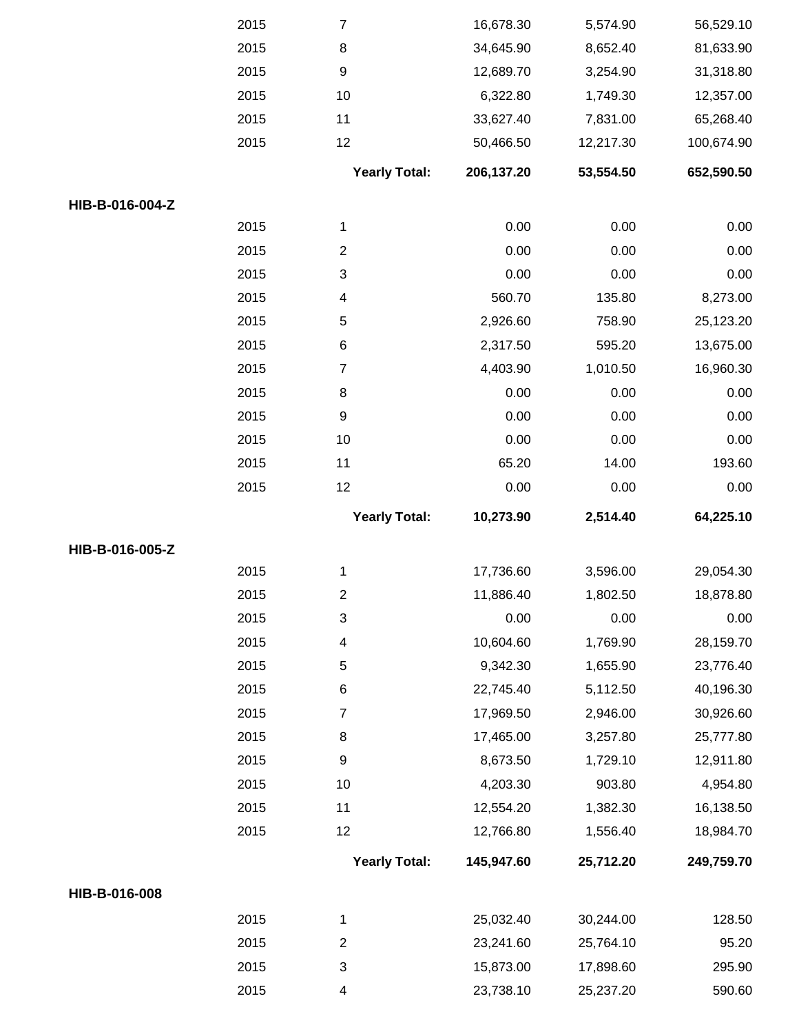| | Year | Month | | | |
|---|---|---|---|---|---|
| | 2015 | 7 | 16,678.30 | 5,574.90 | 56,529.10 |
| | 2015 | 8 | 34,645.90 | 8,652.40 | 81,633.90 |
| | 2015 | 9 | 12,689.70 | 3,254.90 | 31,318.80 |
| | 2015 | 10 | 6,322.80 | 1,749.30 | 12,357.00 |
| | 2015 | 11 | 33,627.40 | 7,831.00 | 65,268.40 |
| | 2015 | 12 | 50,466.50 | 12,217.30 | 100,674.90 |
| | | **Yearly Total:** | **206,137.20** | **53,554.50** | **652,590.50** |
| **HIB-B-016-004-Z** | | | | | |
| | 2015 | 1 | 0.00 | 0.00 | 0.00 |
| | 2015 | 2 | 0.00 | 0.00 | 0.00 |
| | 2015 | 3 | 0.00 | 0.00 | 0.00 |
| | 2015 | 4 | 560.70 | 135.80 | 8,273.00 |
| | 2015 | 5 | 2,926.60 | 758.90 | 25,123.20 |
| | 2015 | 6 | 2,317.50 | 595.20 | 13,675.00 |
| | 2015 | 7 | 4,403.90 | 1,010.50 | 16,960.30 |
| | 2015 | 8 | 0.00 | 0.00 | 0.00 |
| | 2015 | 9 | 0.00 | 0.00 | 0.00 |
| | 2015 | 10 | 0.00 | 0.00 | 0.00 |
| | 2015 | 11 | 65.20 | 14.00 | 193.60 |
| | 2015 | 12 | 0.00 | 0.00 | 0.00 |
| | | **Yearly Total:** | **10,273.90** | **2,514.40** | **64,225.10** |
| **HIB-B-016-005-Z** | | | | | |
| | 2015 | 1 | 17,736.60 | 3,596.00 | 29,054.30 |
| | 2015 | 2 | 11,886.40 | 1,802.50 | 18,878.80 |
| | 2015 | 3 | 0.00 | 0.00 | 0.00 |
| | 2015 | 4 | 10,604.60 | 1,769.90 | 28,159.70 |
| | 2015 | 5 | 9,342.30 | 1,655.90 | 23,776.40 |
| | 2015 | 6 | 22,745.40 | 5,112.50 | 40,196.30 |
| | 2015 | 7 | 17,969.50 | 2,946.00 | 30,926.60 |
| | 2015 | 8 | 17,465.00 | 3,257.80 | 25,777.80 |
| | 2015 | 9 | 8,673.50 | 1,729.10 | 12,911.80 |
| | 2015 | 10 | 4,203.30 | 903.80 | 4,954.80 |
| | 2015 | 11 | 12,554.20 | 1,382.30 | 16,138.50 |
| | 2015 | 12 | 12,766.80 | 1,556.40 | 18,984.70 |
| | | **Yearly Total:** | **145,947.60** | **25,712.20** | **249,759.70** |
| **HIB-B-016-008** | | | | | |
| | 2015 | 1 | 25,032.40 | 30,244.00 | 128.50 |
| | 2015 | 2 | 23,241.60 | 25,764.10 | 95.20 |
| | 2015 | 3 | 15,873.00 | 17,898.60 | 295.90 |
| | 2015 | 4 | 23,738.10 | 25,237.20 | 590.60 |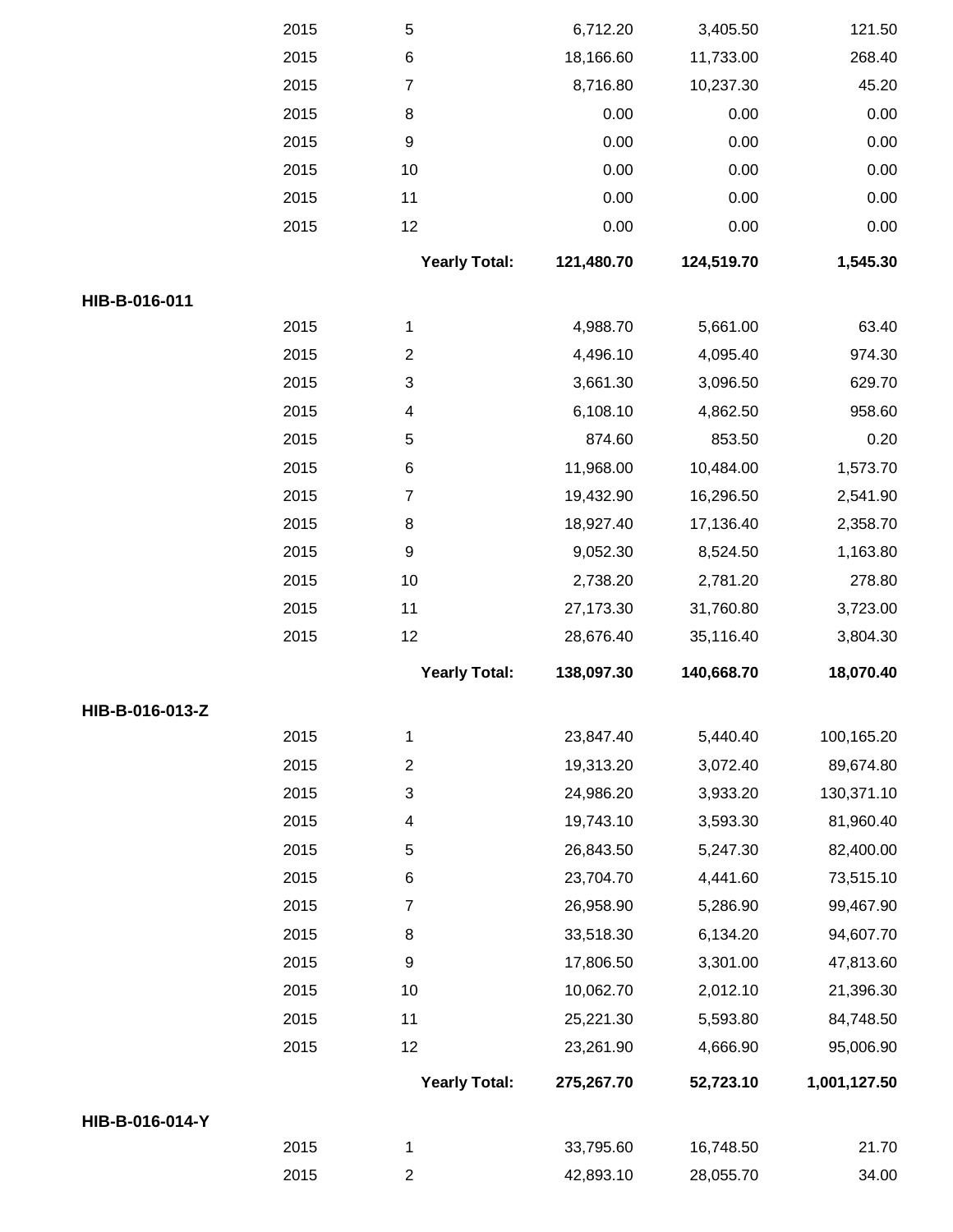| | Year | Month | | | |
|---|---|---|---|---|---|
| | 2015 | 5 | 6,712.20 | 3,405.50 | 121.50 |
| | 2015 | 6 | 18,166.60 | 11,733.00 | 268.40 |
| | 2015 | 7 | 8,716.80 | 10,237.30 | 45.20 |
| | 2015 | 8 | 0.00 | 0.00 | 0.00 |
| | 2015 | 9 | 0.00 | 0.00 | 0.00 |
| | 2015 | 10 | 0.00 | 0.00 | 0.00 |
| | 2015 | 11 | 0.00 | 0.00 | 0.00 |
| | 2015 | 12 | 0.00 | 0.00 | 0.00 |
| | | **Yearly Total:** | **121,480.70** | **124,519.70** | **1,545.30** |
| **HIB-B-016-011** | | | | | |
| | 2015 | 1 | 4,988.70 | 5,661.00 | 63.40 |
| | 2015 | 2 | 4,496.10 | 4,095.40 | 974.30 |
| | 2015 | 3 | 3,661.30 | 3,096.50 | 629.70 |
| | 2015 | 4 | 6,108.10 | 4,862.50 | 958.60 |
| | 2015 | 5 | 874.60 | 853.50 | 0.20 |
| | 2015 | 6 | 11,968.00 | 10,484.00 | 1,573.70 |
| | 2015 | 7 | 19,432.90 | 16,296.50 | 2,541.90 |
| | 2015 | 8 | 18,927.40 | 17,136.40 | 2,358.70 |
| | 2015 | 9 | 9,052.30 | 8,524.50 | 1,163.80 |
| | 2015 | 10 | 2,738.20 | 2,781.20 | 278.80 |
| | 2015 | 11 | 27,173.30 | 31,760.80 | 3,723.00 |
| | 2015 | 12 | 28,676.40 | 35,116.40 | 3,804.30 |
| | | **Yearly Total:** | **138,097.30** | **140,668.70** | **18,070.40** |
| **HIB-B-016-013-Z** | | | | | |
| | 2015 | 1 | 23,847.40 | 5,440.40 | 100,165.20 |
| | 2015 | 2 | 19,313.20 | 3,072.40 | 89,674.80 |
| | 2015 | 3 | 24,986.20 | 3,933.20 | 130,371.10 |
| | 2015 | 4 | 19,743.10 | 3,593.30 | 81,960.40 |
| | 2015 | 5 | 26,843.50 | 5,247.30 | 82,400.00 |
| | 2015 | 6 | 23,704.70 | 4,441.60 | 73,515.10 |
| | 2015 | 7 | 26,958.90 | 5,286.90 | 99,467.90 |
| | 2015 | 8 | 33,518.30 | 6,134.20 | 94,607.70 |
| | 2015 | 9 | 17,806.50 | 3,301.00 | 47,813.60 |
| | 2015 | 10 | 10,062.70 | 2,012.10 | 21,396.30 |
| | 2015 | 11 | 25,221.30 | 5,593.80 | 84,748.50 |
| | 2015 | 12 | 23,261.90 | 4,666.90 | 95,006.90 |
| | | **Yearly Total:** | **275,267.70** | **52,723.10** | **1,001,127.50** |
| **HIB-B-016-014-Y** | | | | | |
| | 2015 | 1 | 33,795.60 | 16,748.50 | 21.70 |
| | 2015 | 2 | 42,893.10 | 28,055.70 | 34.00 |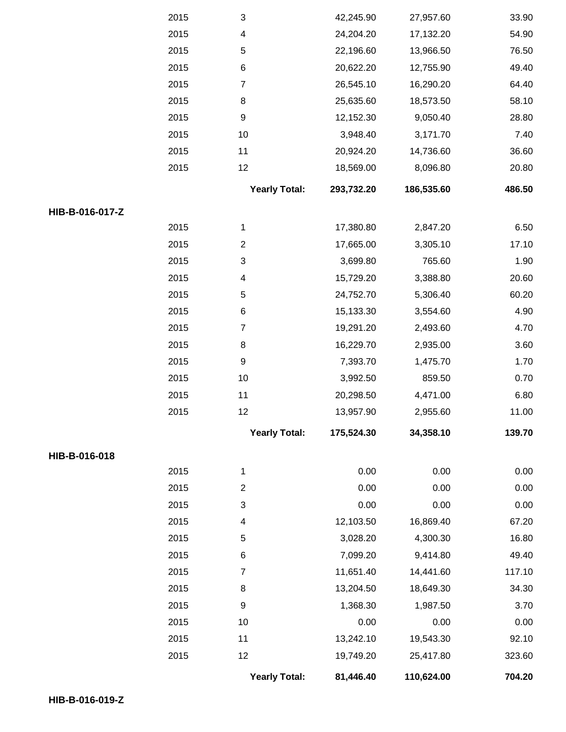| | Year | Month | | | |
|---|---|---|---|---|---|
| | 2015 | 3 | 42,245.90 | 27,957.60 | 33.90 |
| | 2015 | 4 | 24,204.20 | 17,132.20 | 54.90 |
| | 2015 | 5 | 22,196.60 | 13,966.50 | 76.50 |
| | 2015 | 6 | 20,622.20 | 12,755.90 | 49.40 |
| | 2015 | 7 | 26,545.10 | 16,290.20 | 64.40 |
| | 2015 | 8 | 25,635.60 | 18,573.50 | 58.10 |
| | 2015 | 9 | 12,152.30 | 9,050.40 | 28.80 |
| | 2015 | 10 | 3,948.40 | 3,171.70 | 7.40 |
| | 2015 | 11 | 20,924.20 | 14,736.60 | 36.60 |
| | 2015 | 12 | 18,569.00 | 8,096.80 | 20.80 |
| | | **Yearly Total:** | **293,732.20** | **186,535.60** | **486.50** |
| **HIB-B-016-017-Z** | | | | | |
| | 2015 | 1 | 17,380.80 | 2,847.20 | 6.50 |
| | 2015 | 2 | 17,665.00 | 3,305.10 | 17.10 |
| | 2015 | 3 | 3,699.80 | 765.60 | 1.90 |
| | 2015 | 4 | 15,729.20 | 3,388.80 | 20.60 |
| | 2015 | 5 | 24,752.70 | 5,306.40 | 60.20 |
| | 2015 | 6 | 15,133.30 | 3,554.60 | 4.90 |
| | 2015 | 7 | 19,291.20 | 2,493.60 | 4.70 |
| | 2015 | 8 | 16,229.70 | 2,935.00 | 3.60 |
| | 2015 | 9 | 7,393.70 | 1,475.70 | 1.70 |
| | 2015 | 10 | 3,992.50 | 859.50 | 0.70 |
| | 2015 | 11 | 20,298.50 | 4,471.00 | 6.80 |
| | 2015 | 12 | 13,957.90 | 2,955.60 | 11.00 |
| | | **Yearly Total:** | **175,524.30** | **34,358.10** | **139.70** |
| **HIB-B-016-018** | | | | | |
| | 2015 | 1 | 0.00 | 0.00 | 0.00 |
| | 2015 | 2 | 0.00 | 0.00 | 0.00 |
| | 2015 | 3 | 0.00 | 0.00 | 0.00 |
| | 2015 | 4 | 12,103.50 | 16,869.40 | 67.20 |
| | 2015 | 5 | 3,028.20 | 4,300.30 | 16.80 |
| | 2015 | 6 | 7,099.20 | 9,414.80 | 49.40 |
| | 2015 | 7 | 11,651.40 | 14,441.60 | 117.10 |
| | 2015 | 8 | 13,204.50 | 18,649.30 | 34.30 |
| | 2015 | 9 | 1,368.30 | 1,987.50 | 3.70 |
| | 2015 | 10 | 0.00 | 0.00 | 0.00 |
| | 2015 | 11 | 13,242.10 | 19,543.30 | 92.10 |
| | 2015 | 12 | 19,749.20 | 25,417.80 | 323.60 |
| | | **Yearly Total:** | **81,446.40** | **110,624.00** | **704.20** |
| **HIB-B-016-019-Z** | | | | | |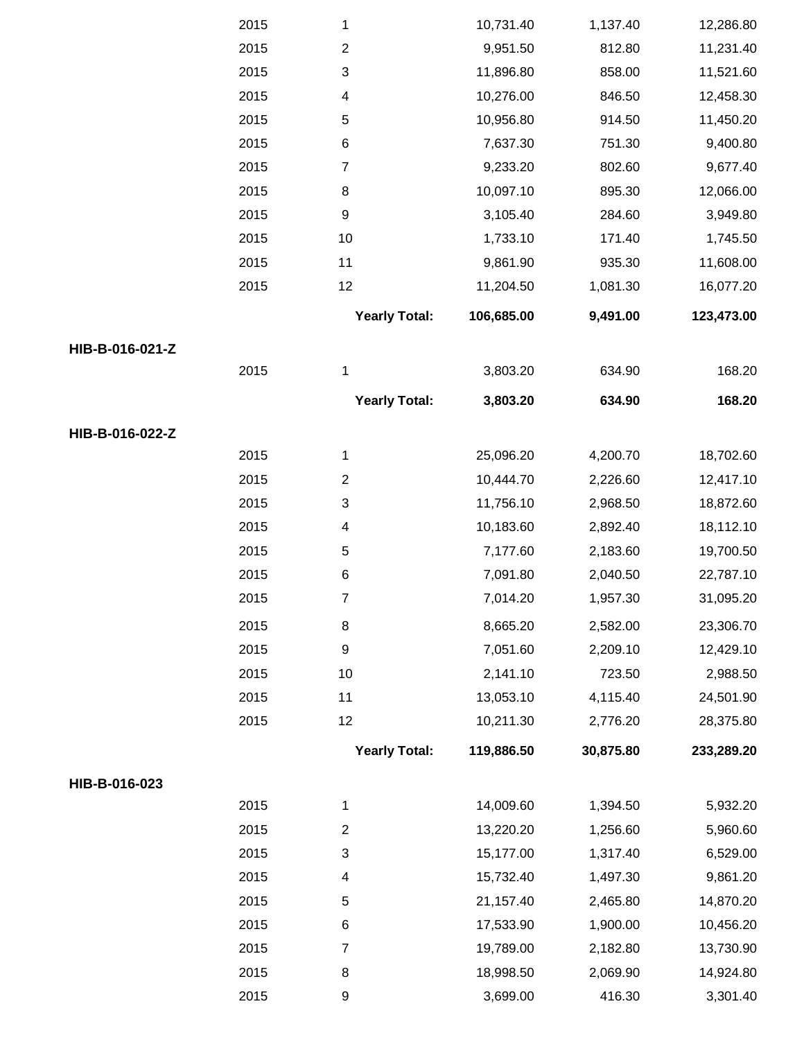| | Year | Month | | | |
|---|---|---|---|---|---|
| | 2015 | 1 | 10,731.40 | 1,137.40 | 12,286.80 |
| | 2015 | 2 | 9,951.50 | 812.80 | 11,231.40 |
| | 2015 | 3 | 11,896.80 | 858.00 | 11,521.60 |
| | 2015 | 4 | 10,276.00 | 846.50 | 12,458.30 |
| | 2015 | 5 | 10,956.80 | 914.50 | 11,450.20 |
| | 2015 | 6 | 7,637.30 | 751.30 | 9,400.80 |
| | 2015 | 7 | 9,233.20 | 802.60 | 9,677.40 |
| | 2015 | 8 | 10,097.10 | 895.30 | 12,066.00 |
| | 2015 | 9 | 3,105.40 | 284.60 | 3,949.80 |
| | 2015 | 10 | 1,733.10 | 171.40 | 1,745.50 |
| | 2015 | 11 | 9,861.90 | 935.30 | 11,608.00 |
| | 2015 | 12 | 11,204.50 | 1,081.30 | 16,077.20 |
| | | **Yearly Total:** | **106,685.00** | **9,491.00** | **123,473.00** |
| **HIB-B-016-021-Z** | | | | | |
| | 2015 | 1 | 3,803.20 | 634.90 | 168.20 |
| | | **Yearly Total:** | **3,803.20** | **634.90** | **168.20** |
| **HIB-B-016-022-Z** | | | | | |
| | 2015 | 1 | 25,096.20 | 4,200.70 | 18,702.60 |
| | 2015 | 2 | 10,444.70 | 2,226.60 | 12,417.10 |
| | 2015 | 3 | 11,756.10 | 2,968.50 | 18,872.60 |
| | 2015 | 4 | 10,183.60 | 2,892.40 | 18,112.10 |
| | 2015 | 5 | 7,177.60 | 2,183.60 | 19,700.50 |
| | 2015 | 6 | 7,091.80 | 2,040.50 | 22,787.10 |
| | 2015 | 7 | 7,014.20 | 1,957.30 | 31,095.20 |
| | 2015 | 8 | 8,665.20 | 2,582.00 | 23,306.70 |
| | 2015 | 9 | 7,051.60 | 2,209.10 | 12,429.10 |
| | 2015 | 10 | 2,141.10 | 723.50 | 2,988.50 |
| | 2015 | 11 | 13,053.10 | 4,115.40 | 24,501.90 |
| | 2015 | 12 | 10,211.30 | 2,776.20 | 28,375.80 |
| | | **Yearly Total:** | **119,886.50** | **30,875.80** | **233,289.20** |
| **HIB-B-016-023** | | | | | |
| | 2015 | 1 | 14,009.60 | 1,394.50 | 5,932.20 |
| | 2015 | 2 | 13,220.20 | 1,256.60 | 5,960.60 |
| | 2015 | 3 | 15,177.00 | 1,317.40 | 6,529.00 |
| | 2015 | 4 | 15,732.40 | 1,497.30 | 9,861.20 |
| | 2015 | 5 | 21,157.40 | 2,465.80 | 14,870.20 |
| | 2015 | 6 | 17,533.90 | 1,900.00 | 10,456.20 |
| | 2015 | 7 | 19,789.00 | 2,182.80 | 13,730.90 |
| | 2015 | 8 | 18,998.50 | 2,069.90 | 14,924.80 |
| | 2015 | 9 | 3,699.00 | 416.30 | 3,301.40 |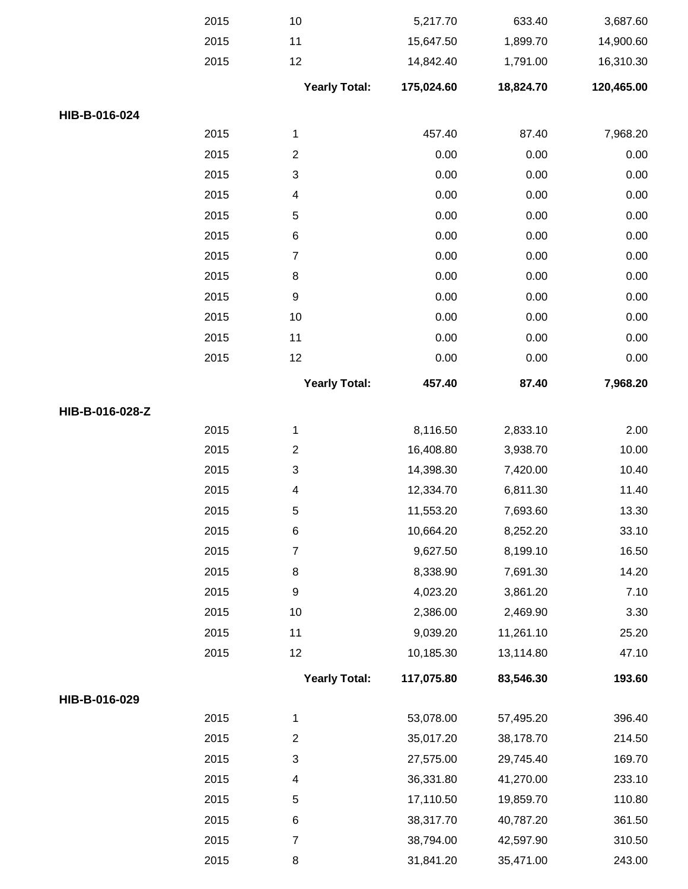| | | | | | |
|---|---|---|---|---|---|
| | 2015 | 10 | 5,217.70 | 633.40 | 3,687.60 |
| | 2015 | 11 | 15,647.50 | 1,899.70 | 14,900.60 |
| | 2015 | 12 | 14,842.40 | 1,791.00 | 16,310.30 |
| | | **Yearly Total:** | **175,024.60** | **18,824.70** | **120,465.00** |
| **HIB-B-016-024** | | | | | |
| | 2015 | 1 | 457.40 | 87.40 | 7,968.20 |
| | 2015 | 2 | 0.00 | 0.00 | 0.00 |
| | 2015 | 3 | 0.00 | 0.00 | 0.00 |
| | 2015 | 4 | 0.00 | 0.00 | 0.00 |
| | 2015 | 5 | 0.00 | 0.00 | 0.00 |
| | 2015 | 6 | 0.00 | 0.00 | 0.00 |
| | 2015 | 7 | 0.00 | 0.00 | 0.00 |
| | 2015 | 8 | 0.00 | 0.00 | 0.00 |
| | 2015 | 9 | 0.00 | 0.00 | 0.00 |
| | 2015 | 10 | 0.00 | 0.00 | 0.00 |
| | 2015 | 11 | 0.00 | 0.00 | 0.00 |
| | 2015 | 12 | 0.00 | 0.00 | 0.00 |
| | | **Yearly Total:** | **457.40** | **87.40** | **7,968.20** |
| **HIB-B-016-028-Z** | | | | | |
| | 2015 | 1 | 8,116.50 | 2,833.10 | 2.00 |
| | 2015 | 2 | 16,408.80 | 3,938.70 | 10.00 |
| | 2015 | 3 | 14,398.30 | 7,420.00 | 10.40 |
| | 2015 | 4 | 12,334.70 | 6,811.30 | 11.40 |
| | 2015 | 5 | 11,553.20 | 7,693.60 | 13.30 |
| | 2015 | 6 | 10,664.20 | 8,252.20 | 33.10 |
| | 2015 | 7 | 9,627.50 | 8,199.10 | 16.50 |
| | 2015 | 8 | 8,338.90 | 7,691.30 | 14.20 |
| | 2015 | 9 | 4,023.20 | 3,861.20 | 7.10 |
| | 2015 | 10 | 2,386.00 | 2,469.90 | 3.30 |
| | 2015 | 11 | 9,039.20 | 11,261.10 | 25.20 |
| | 2015 | 12 | 10,185.30 | 13,114.80 | 47.10 |
| | | **Yearly Total:** | **117,075.80** | **83,546.30** | **193.60** |
| **HIB-B-016-029** | | | | | |
| | 2015 | 1 | 53,078.00 | 57,495.20 | 396.40 |
| | 2015 | 2 | 35,017.20 | 38,178.70 | 214.50 |
| | 2015 | 3 | 27,575.00 | 29,745.40 | 169.70 |
| | 2015 | 4 | 36,331.80 | 41,270.00 | 233.10 |
| | 2015 | 5 | 17,110.50 | 19,859.70 | 110.80 |
| | 2015 | 6 | 38,317.70 | 40,787.20 | 361.50 |
| | 2015 | 7 | 38,794.00 | 42,597.90 | 310.50 |
| | 2015 | 8 | 31,841.20 | 35,471.00 | 243.00 |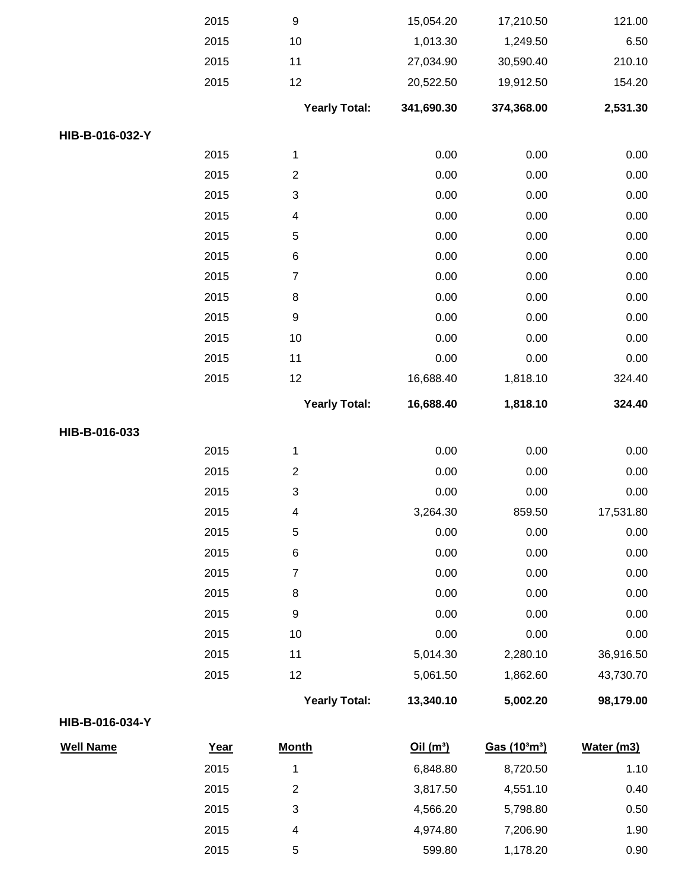| Well Name | Year | Month | Oil (m³) | Gas (10³m³) | Water (m3) |
|---|---|---|---|---|---|
| | 2015 | 9 | 15,054.20 | 17,210.50 | 121.00 |
| | 2015 | 10 | 1,013.30 | 1,249.50 | 6.50 |
| | 2015 | 11 | 27,034.90 | 30,590.40 | 210.10 |
| | 2015 | 12 | 20,522.50 | 19,912.50 | 154.20 |
| | | **Yearly Total:** | **341,690.30** | **374,368.00** | **2,531.30** |
| **HIB-B-016-032-Y** | | | | | |
| | 2015 | 1 | 0.00 | 0.00 | 0.00 |
| | 2015 | 2 | 0.00 | 0.00 | 0.00 |
| | 2015 | 3 | 0.00 | 0.00 | 0.00 |
| | 2015 | 4 | 0.00 | 0.00 | 0.00 |
| | 2015 | 5 | 0.00 | 0.00 | 0.00 |
| | 2015 | 6 | 0.00 | 0.00 | 0.00 |
| | 2015 | 7 | 0.00 | 0.00 | 0.00 |
| | 2015 | 8 | 0.00 | 0.00 | 0.00 |
| | 2015 | 9 | 0.00 | 0.00 | 0.00 |
| | 2015 | 10 | 0.00 | 0.00 | 0.00 |
| | 2015 | 11 | 0.00 | 0.00 | 0.00 |
| | 2015 | 12 | 16,688.40 | 1,818.10 | 324.40 |
| | | **Yearly Total:** | **16,688.40** | **1,818.10** | **324.40** |
| **HIB-B-016-033** | | | | | |
| | 2015 | 1 | 0.00 | 0.00 | 0.00 |
| | 2015 | 2 | 0.00 | 0.00 | 0.00 |
| | 2015 | 3 | 0.00 | 0.00 | 0.00 |
| | 2015 | 4 | 3,264.30 | 859.50 | 17,531.80 |
| | 2015 | 5 | 0.00 | 0.00 | 0.00 |
| | 2015 | 6 | 0.00 | 0.00 | 0.00 |
| | 2015 | 7 | 0.00 | 0.00 | 0.00 |
| | 2015 | 8 | 0.00 | 0.00 | 0.00 |
| | 2015 | 9 | 0.00 | 0.00 | 0.00 |
| | 2015 | 10 | 0.00 | 0.00 | 0.00 |
| | 2015 | 11 | 5,014.30 | 2,280.10 | 36,916.50 |
| | 2015 | 12 | 5,061.50 | 1,862.60 | 43,730.70 |
| | | **Yearly Total:** | **13,340.10** | **5,002.20** | **98,179.00** |
| **HIB-B-016-034-Y** | | | | | |

| Well Name | Year | Month | Oil (m³) | Gas (10³m³) | Water (m3) |
|---|---|---|---|---|---|
| | 2015 | 1 | 6,848.80 | 8,720.50 | 1.10 |
| | 2015 | 2 | 3,817.50 | 4,551.10 | 0.40 |
| | 2015 | 3 | 4,566.20 | 5,798.80 | 0.50 |
| | 2015 | 4 | 4,974.80 | 7,206.90 | 1.90 |
| | 2015 | 5 | 599.80 | 1,178.20 | 0.90 |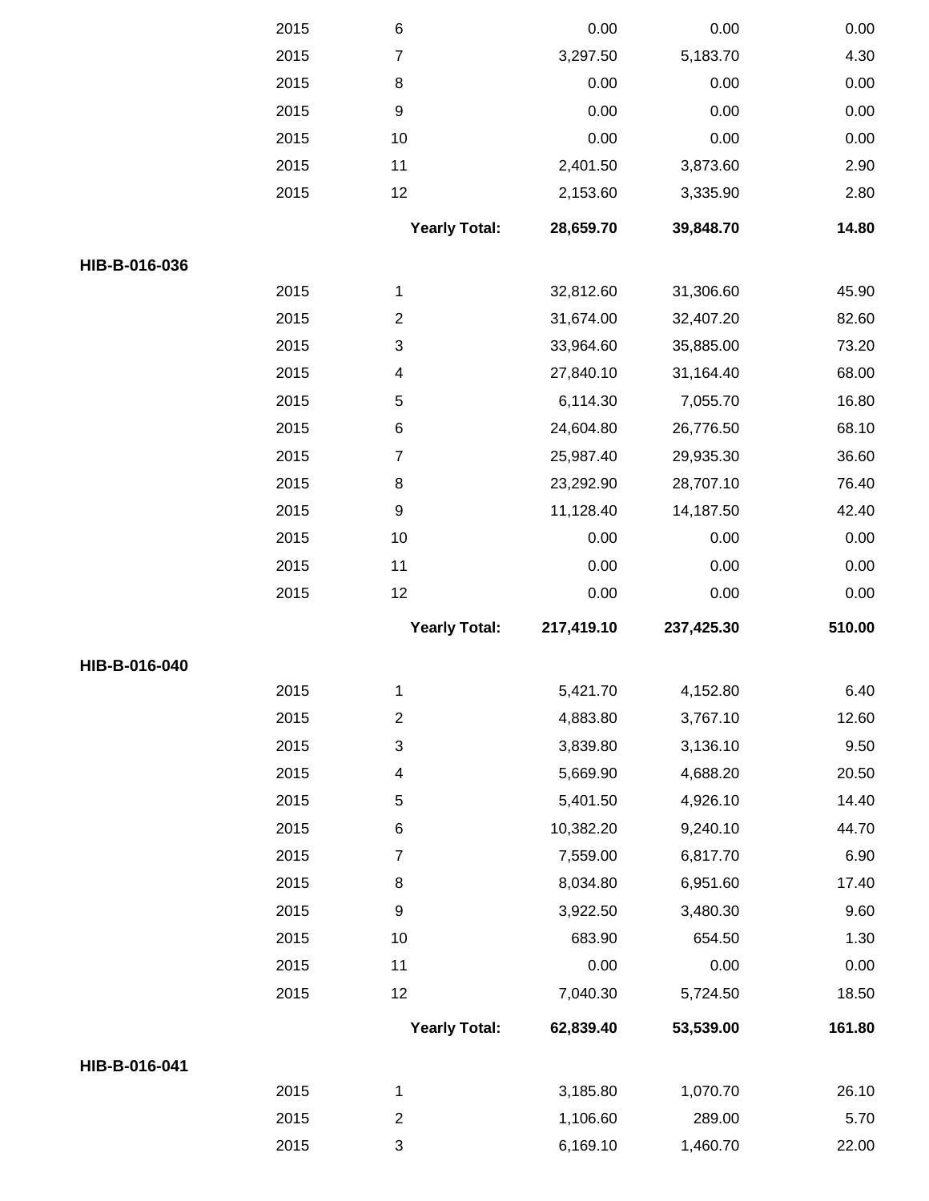| | | | | | |
|---|---|---|---|---|---|
| | 2015 | 6 | 0.00 | 0.00 | 0.00 |
| | 2015 | 7 | 3,297.50 | 5,183.70 | 4.30 |
| | 2015 | 8 | 0.00 | 0.00 | 0.00 |
| | 2015 | 9 | 0.00 | 0.00 | 0.00 |
| | 2015 | 10 | 0.00 | 0.00 | 0.00 |
| | 2015 | 11 | 2,401.50 | 3,873.60 | 2.90 |
| | 2015 | 12 | 2,153.60 | 3,335.90 | 2.80 |
| | | **Yearly Total:** | **28,659.70** | **39,848.70** | **14.80** |
| **HIB-B-016-036** | | | | | |
| | 2015 | 1 | 32,812.60 | 31,306.60 | 45.90 |
| | 2015 | 2 | 31,674.00 | 32,407.20 | 82.60 |
| | 2015 | 3 | 33,964.60 | 35,885.00 | 73.20 |
| | 2015 | 4 | 27,840.10 | 31,164.40 | 68.00 |
| | 2015 | 5 | 6,114.30 | 7,055.70 | 16.80 |
| | 2015 | 6 | 24,604.80 | 26,776.50 | 68.10 |
| | 2015 | 7 | 25,987.40 | 29,935.30 | 36.60 |
| | 2015 | 8 | 23,292.90 | 28,707.10 | 76.40 |
| | 2015 | 9 | 11,128.40 | 14,187.50 | 42.40 |
| | 2015 | 10 | 0.00 | 0.00 | 0.00 |
| | 2015 | 11 | 0.00 | 0.00 | 0.00 |
| | 2015 | 12 | 0.00 | 0.00 | 0.00 |
| | | **Yearly Total:** | **217,419.10** | **237,425.30** | **510.00** |
| **HIB-B-016-040** | | | | | |
| | 2015 | 1 | 5,421.70 | 4,152.80 | 6.40 |
| | 2015 | 2 | 4,883.80 | 3,767.10 | 12.60 |
| | 2015 | 3 | 3,839.80 | 3,136.10 | 9.50 |
| | 2015 | 4 | 5,669.90 | 4,688.20 | 20.50 |
| | 2015 | 5 | 5,401.50 | 4,926.10 | 14.40 |
| | 2015 | 6 | 10,382.20 | 9,240.10 | 44.70 |
| | 2015 | 7 | 7,559.00 | 6,817.70 | 6.90 |
| | 2015 | 8 | 8,034.80 | 6,951.60 | 17.40 |
| | 2015 | 9 | 3,922.50 | 3,480.30 | 9.60 |
| | 2015 | 10 | 683.90 | 654.50 | 1.30 |
| | 2015 | 11 | 0.00 | 0.00 | 0.00 |
| | 2015 | 12 | 7,040.30 | 5,724.50 | 18.50 |
| | | **Yearly Total:** | **62,839.40** | **53,539.00** | **161.80** |
| **HIB-B-016-041** | | | | | |
| | 2015 | 1 | 3,185.80 | 1,070.70 | 26.10 |
| | 2015 | 2 | 1,106.60 | 289.00 | 5.70 |
| | 2015 | 3 | 6,169.10 | 1,460.70 | 22.00 |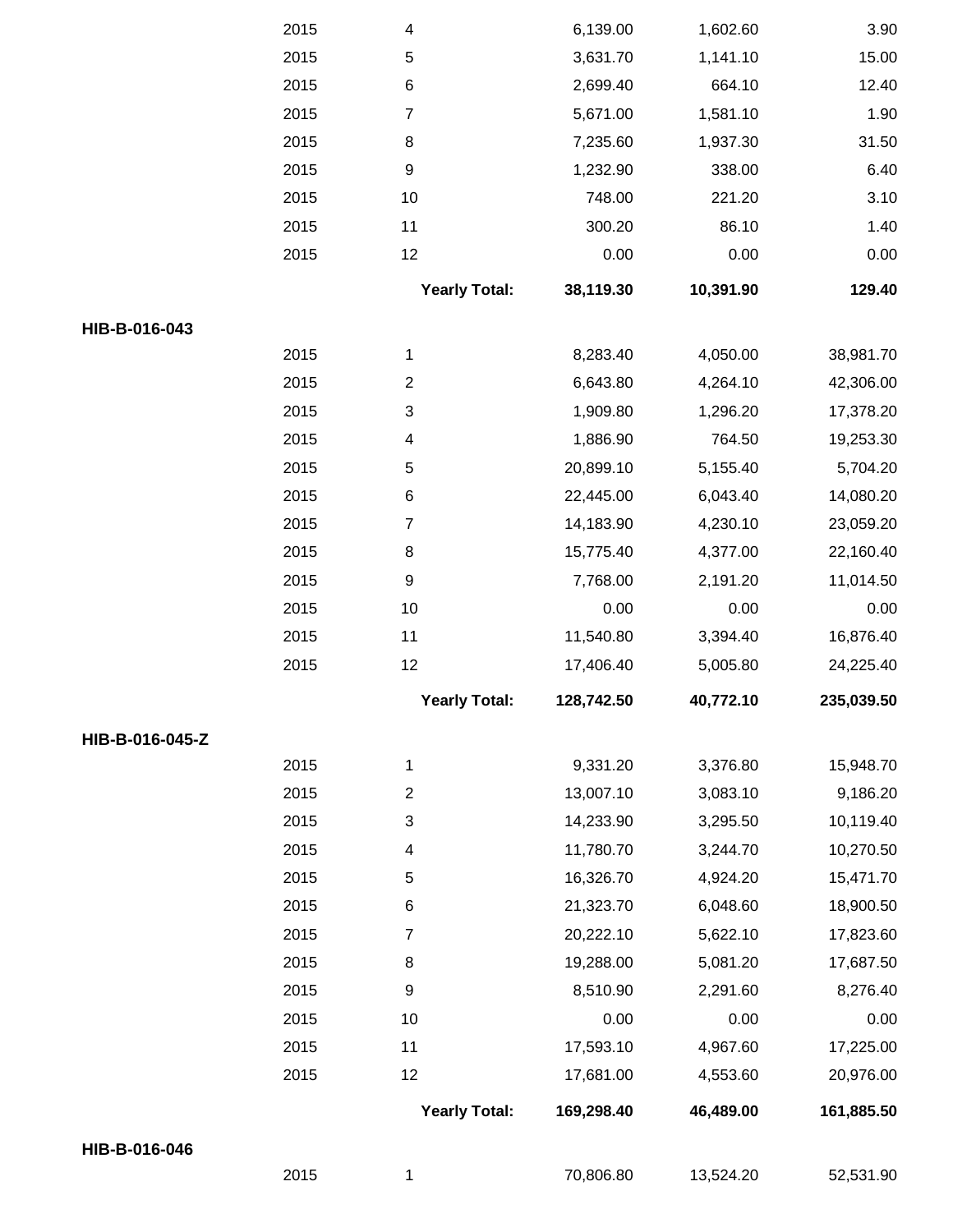| | Year | Month | | | |
|---|---|---|---|---|---|
| | 2015 | 4 | 6,139.00 | 1,602.60 | 3.90 |
| | 2015 | 5 | 3,631.70 | 1,141.10 | 15.00 |
| | 2015 | 6 | 2,699.40 | 664.10 | 12.40 |
| | 2015 | 7 | 5,671.00 | 1,581.10 | 1.90 |
| | 2015 | 8 | 7,235.60 | 1,937.30 | 31.50 |
| | 2015 | 9 | 1,232.90 | 338.00 | 6.40 |
| | 2015 | 10 | 748.00 | 221.20 | 3.10 |
| | 2015 | 11 | 300.20 | 86.10 | 1.40 |
| | 2015 | 12 | 0.00 | 0.00 | 0.00 |
| | | **Yearly Total:** | **38,119.30** | **10,391.90** | **129.40** |
| **HIB-B-016-043** | | | | | |
| | 2015 | 1 | 8,283.40 | 4,050.00 | 38,981.70 |
| | 2015 | 2 | 6,643.80 | 4,264.10 | 42,306.00 |
| | 2015 | 3 | 1,909.80 | 1,296.20 | 17,378.20 |
| | 2015 | 4 | 1,886.90 | 764.50 | 19,253.30 |
| | 2015 | 5 | 20,899.10 | 5,155.40 | 5,704.20 |
| | 2015 | 6 | 22,445.00 | 6,043.40 | 14,080.20 |
| | 2015 | 7 | 14,183.90 | 4,230.10 | 23,059.20 |
| | 2015 | 8 | 15,775.40 | 4,377.00 | 22,160.40 |
| | 2015 | 9 | 7,768.00 | 2,191.20 | 11,014.50 |
| | 2015 | 10 | 0.00 | 0.00 | 0.00 |
| | 2015 | 11 | 11,540.80 | 3,394.40 | 16,876.40 |
| | 2015 | 12 | 17,406.40 | 5,005.80 | 24,225.40 |
| | | **Yearly Total:** | **128,742.50** | **40,772.10** | **235,039.50** |
| **HIB-B-016-045-Z** | | | | | |
| | 2015 | 1 | 9,331.20 | 3,376.80 | 15,948.70 |
| | 2015 | 2 | 13,007.10 | 3,083.10 | 9,186.20 |
| | 2015 | 3 | 14,233.90 | 3,295.50 | 10,119.40 |
| | 2015 | 4 | 11,780.70 | 3,244.70 | 10,270.50 |
| | 2015 | 5 | 16,326.70 | 4,924.20 | 15,471.70 |
| | 2015 | 6 | 21,323.70 | 6,048.60 | 18,900.50 |
| | 2015 | 7 | 20,222.10 | 5,622.10 | 17,823.60 |
| | 2015 | 8 | 19,288.00 | 5,081.20 | 17,687.50 |
| | 2015 | 9 | 8,510.90 | 2,291.60 | 8,276.40 |
| | 2015 | 10 | 0.00 | 0.00 | 0.00 |
| | 2015 | 11 | 17,593.10 | 4,967.60 | 17,225.00 |
| | 2015 | 12 | 17,681.00 | 4,553.60 | 20,976.00 |
| | | **Yearly Total:** | **169,298.40** | **46,489.00** | **161,885.50** |
| **HIB-B-016-046** | | | | | |
| | 2015 | 1 | 70,806.80 | 13,524.20 | 52,531.90 |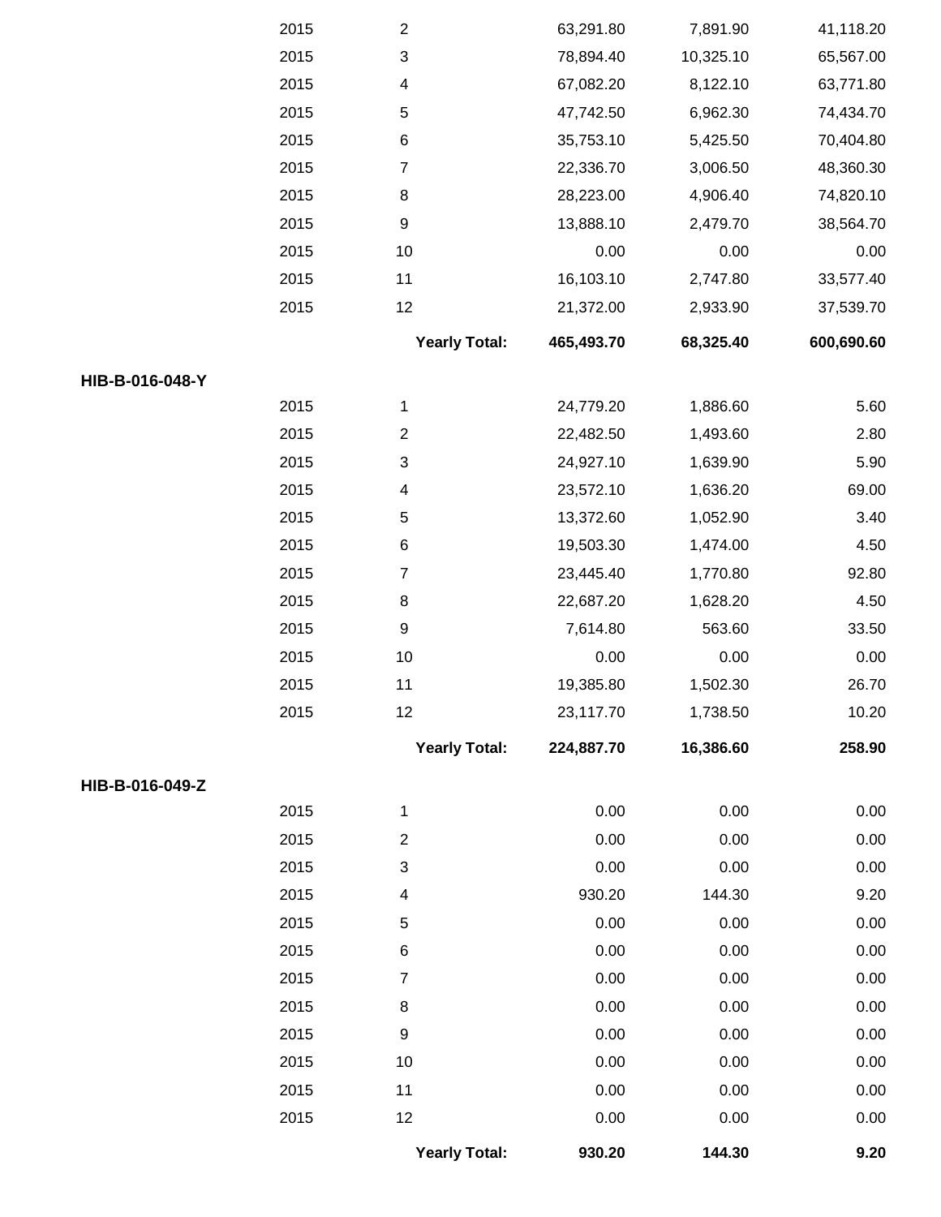| | | | | | |
|---|---|---|---|---|---|
| | 2015 | 2 | 63,291.80 | 7,891.90 | 41,118.20 |
| | 2015 | 3 | 78,894.40 | 10,325.10 | 65,567.00 |
| | 2015 | 4 | 67,082.20 | 8,122.10 | 63,771.80 |
| | 2015 | 5 | 47,742.50 | 6,962.30 | 74,434.70 |
| | 2015 | 6 | 35,753.10 | 5,425.50 | 70,404.80 |
| | 2015 | 7 | 22,336.70 | 3,006.50 | 48,360.30 |
| | 2015 | 8 | 28,223.00 | 4,906.40 | 74,820.10 |
| | 2015 | 9 | 13,888.10 | 2,479.70 | 38,564.70 |
| | 2015 | 10 | 0.00 | 0.00 | 0.00 |
| | 2015 | 11 | 16,103.10 | 2,747.80 | 33,577.40 |
| | 2015 | 12 | 21,372.00 | 2,933.90 | 37,539.70 |
| | | **Yearly Total:** | **465,493.70** | **68,325.40** | **600,690.60** |
| **HIB-B-016-048-Y** | | | | | |
| | 2015 | 1 | 24,779.20 | 1,886.60 | 5.60 |
| | 2015 | 2 | 22,482.50 | 1,493.60 | 2.80 |
| | 2015 | 3 | 24,927.10 | 1,639.90 | 5.90 |
| | 2015 | 4 | 23,572.10 | 1,636.20 | 69.00 |
| | 2015 | 5 | 13,372.60 | 1,052.90 | 3.40 |
| | 2015 | 6 | 19,503.30 | 1,474.00 | 4.50 |
| | 2015 | 7 | 23,445.40 | 1,770.80 | 92.80 |
| | 2015 | 8 | 22,687.20 | 1,628.20 | 4.50 |
| | 2015 | 9 | 7,614.80 | 563.60 | 33.50 |
| | 2015 | 10 | 0.00 | 0.00 | 0.00 |
| | 2015 | 11 | 19,385.80 | 1,502.30 | 26.70 |
| | 2015 | 12 | 23,117.70 | 1,738.50 | 10.20 |
| | | **Yearly Total:** | **224,887.70** | **16,386.60** | **258.90** |
| **HIB-B-016-049-Z** | | | | | |
| | 2015 | 1 | 0.00 | 0.00 | 0.00 |
| | 2015 | 2 | 0.00 | 0.00 | 0.00 |
| | 2015 | 3 | 0.00 | 0.00 | 0.00 |
| | 2015 | 4 | 930.20 | 144.30 | 9.20 |
| | 2015 | 5 | 0.00 | 0.00 | 0.00 |
| | 2015 | 6 | 0.00 | 0.00 | 0.00 |
| | 2015 | 7 | 0.00 | 0.00 | 0.00 |
| | 2015 | 8 | 0.00 | 0.00 | 0.00 |
| | 2015 | 9 | 0.00 | 0.00 | 0.00 |
| | 2015 | 10 | 0.00 | 0.00 | 0.00 |
| | 2015 | 11 | 0.00 | 0.00 | 0.00 |
| | 2015 | 12 | 0.00 | 0.00 | 0.00 |
| | | **Yearly Total:** | **930.20** | **144.30** | **9.20** |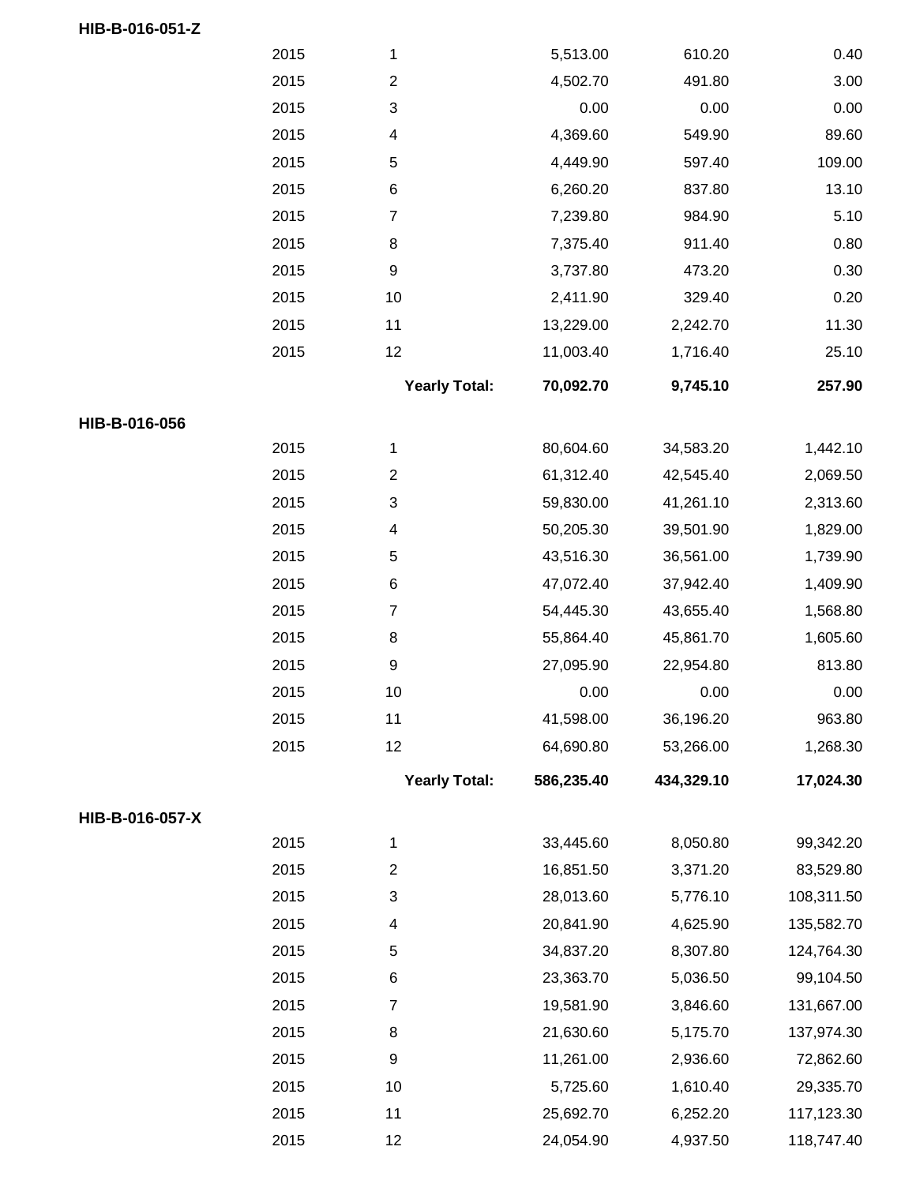**HIB-B-016-051-Z**

| | | | | |
|---|---|---|---|---|
| 2015 | 1 | 5,513.00 | 610.20 | 0.40 |
| 2015 | 2 | 4,502.70 | 491.80 | 3.00 |
| 2015 | 3 | 0.00 | 0.00 | 0.00 |
| 2015 | 4 | 4,369.60 | 549.90 | 89.60 |
| 2015 | 5 | 4,449.90 | 597.40 | 109.00 |
| 2015 | 6 | 6,260.20 | 837.80 | 13.10 |
| 2015 | 7 | 7,239.80 | 984.90 | 5.10 |
| 2015 | 8 | 7,375.40 | 911.40 | 0.80 |
| 2015 | 9 | 3,737.80 | 473.20 | 0.30 |
| 2015 | 10 | 2,411.90 | 329.40 | 0.20 |
| 2015 | 11 | 13,229.00 | 2,242.70 | 11.30 |
| 2015 | 12 | 11,003.40 | 1,716.40 | 25.10 |
| | **Yearly Total:** | **70,092.70** | **9,745.10** | **257.90** |

**HIB-B-016-056**

| | | | | |
|---|---|---|---|---|
| 2015 | 1 | 80,604.60 | 34,583.20 | 1,442.10 |
| 2015 | 2 | 61,312.40 | 42,545.40 | 2,069.50 |
| 2015 | 3 | 59,830.00 | 41,261.10 | 2,313.60 |
| 2015 | 4 | 50,205.30 | 39,501.90 | 1,829.00 |
| 2015 | 5 | 43,516.30 | 36,561.00 | 1,739.90 |
| 2015 | 6 | 47,072.40 | 37,942.40 | 1,409.90 |
| 2015 | 7 | 54,445.30 | 43,655.40 | 1,568.80 |
| 2015 | 8 | 55,864.40 | 45,861.70 | 1,605.60 |
| 2015 | 9 | 27,095.90 | 22,954.80 | 813.80 |
| 2015 | 10 | 0.00 | 0.00 | 0.00 |
| 2015 | 11 | 41,598.00 | 36,196.20 | 963.80 |
| 2015 | 12 | 64,690.80 | 53,266.00 | 1,268.30 |
| | **Yearly Total:** | **586,235.40** | **434,329.10** | **17,024.30** |

**HIB-B-016-057-X**

| | | | | |
|---|---|---|---|---|
| 2015 | 1 | 33,445.60 | 8,050.80 | 99,342.20 |
| 2015 | 2 | 16,851.50 | 3,371.20 | 83,529.80 |
| 2015 | 3 | 28,013.60 | 5,776.10 | 108,311.50 |
| 2015 | 4 | 20,841.90 | 4,625.90 | 135,582.70 |
| 2015 | 5 | 34,837.20 | 8,307.80 | 124,764.30 |
| 2015 | 6 | 23,363.70 | 5,036.50 | 99,104.50 |
| 2015 | 7 | 19,581.90 | 3,846.60 | 131,667.00 |
| 2015 | 8 | 21,630.60 | 5,175.70 | 137,974.30 |
| 2015 | 9 | 11,261.00 | 2,936.60 | 72,862.60 |
| 2015 | 10 | 5,725.60 | 1,610.40 | 29,335.70 |
| 2015 | 11 | 25,692.70 | 6,252.20 | 117,123.30 |
| 2015 | 12 | 24,054.90 | 4,937.50 | 118,747.40 |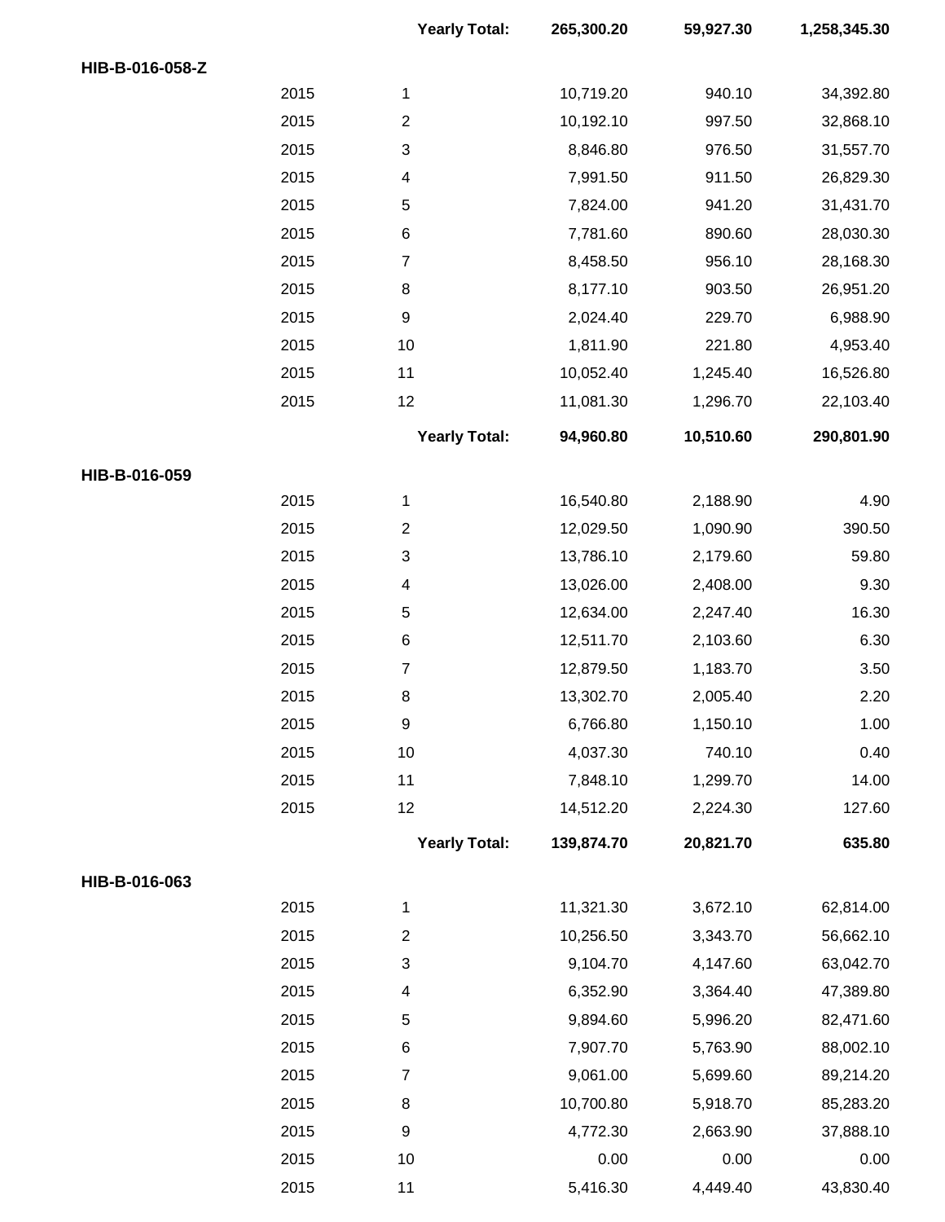| | | | | | |
|---|---|---|---|---|---|
| | | **Yearly Total:** | **265,300.20** | **59,927.30** | **1,258,345.30** |
| **HIB-B-016-058-Z** | | | | | |
| | 2015 | 1 | 10,719.20 | 940.10 | 34,392.80 |
| | 2015 | 2 | 10,192.10 | 997.50 | 32,868.10 |
| | 2015 | 3 | 8,846.80 | 976.50 | 31,557.70 |
| | 2015 | 4 | 7,991.50 | 911.50 | 26,829.30 |
| | 2015 | 5 | 7,824.00 | 941.20 | 31,431.70 |
| | 2015 | 6 | 7,781.60 | 890.60 | 28,030.30 |
| | 2015 | 7 | 8,458.50 | 956.10 | 28,168.30 |
| | 2015 | 8 | 8,177.10 | 903.50 | 26,951.20 |
| | 2015 | 9 | 2,024.40 | 229.70 | 6,988.90 |
| | 2015 | 10 | 1,811.90 | 221.80 | 4,953.40 |
| | 2015 | 11 | 10,052.40 | 1,245.40 | 16,526.80 |
| | 2015 | 12 | 11,081.30 | 1,296.70 | 22,103.40 |
| | | **Yearly Total:** | **94,960.80** | **10,510.60** | **290,801.90** |
| **HIB-B-016-059** | | | | | |
| | 2015 | 1 | 16,540.80 | 2,188.90 | 4.90 |
| | 2015 | 2 | 12,029.50 | 1,090.90 | 390.50 |
| | 2015 | 3 | 13,786.10 | 2,179.60 | 59.80 |
| | 2015 | 4 | 13,026.00 | 2,408.00 | 9.30 |
| | 2015 | 5 | 12,634.00 | 2,247.40 | 16.30 |
| | 2015 | 6 | 12,511.70 | 2,103.60 | 6.30 |
| | 2015 | 7 | 12,879.50 | 1,183.70 | 3.50 |
| | 2015 | 8 | 13,302.70 | 2,005.40 | 2.20 |
| | 2015 | 9 | 6,766.80 | 1,150.10 | 1.00 |
| | 2015 | 10 | 4,037.30 | 740.10 | 0.40 |
| | 2015 | 11 | 7,848.10 | 1,299.70 | 14.00 |
| | 2015 | 12 | 14,512.20 | 2,224.30 | 127.60 |
| | | **Yearly Total:** | **139,874.70** | **20,821.70** | **635.80** |
| **HIB-B-016-063** | | | | | |
| | 2015 | 1 | 11,321.30 | 3,672.10 | 62,814.00 |
| | 2015 | 2 | 10,256.50 | 3,343.70 | 56,662.10 |
| | 2015 | 3 | 9,104.70 | 4,147.60 | 63,042.70 |
| | 2015 | 4 | 6,352.90 | 3,364.40 | 47,389.80 |
| | 2015 | 5 | 9,894.60 | 5,996.20 | 82,471.60 |
| | 2015 | 6 | 7,907.70 | 5,763.90 | 88,002.10 |
| | 2015 | 7 | 9,061.00 | 5,699.60 | 89,214.20 |
| | 2015 | 8 | 10,700.80 | 5,918.70 | 85,283.20 |
| | 2015 | 9 | 4,772.30 | 2,663.90 | 37,888.10 |
| | 2015 | 10 | 0.00 | 0.00 | 0.00 |
| | 2015 | 11 | 5,416.30 | 4,449.40 | 43,830.40 |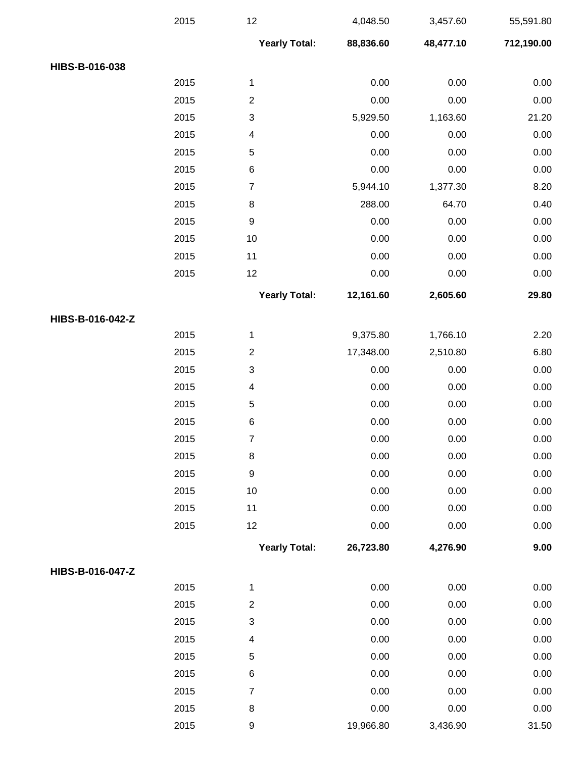| | | | | | |
|---|---|---|---|---|---|
| | 2015 | 12 | 4,048.50 | 3,457.60 | 55,591.80 |
| | | **Yearly Total:** | **88,836.60** | **48,477.10** | **712,190.00** |
| **HIBS-B-016-038** | | | | | |
| | 2015 | 1 | 0.00 | 0.00 | 0.00 |
| | 2015 | 2 | 0.00 | 0.00 | 0.00 |
| | 2015 | 3 | 5,929.50 | 1,163.60 | 21.20 |
| | 2015 | 4 | 0.00 | 0.00 | 0.00 |
| | 2015 | 5 | 0.00 | 0.00 | 0.00 |
| | 2015 | 6 | 0.00 | 0.00 | 0.00 |
| | 2015 | 7 | 5,944.10 | 1,377.30 | 8.20 |
| | 2015 | 8 | 288.00 | 64.70 | 0.40 |
| | 2015 | 9 | 0.00 | 0.00 | 0.00 |
| | 2015 | 10 | 0.00 | 0.00 | 0.00 |
| | 2015 | 11 | 0.00 | 0.00 | 0.00 |
| | 2015 | 12 | 0.00 | 0.00 | 0.00 |
| | | **Yearly Total:** | **12,161.60** | **2,605.60** | **29.80** |
| **HIBS-B-016-042-Z** | | | | | |
| | 2015 | 1 | 9,375.80 | 1,766.10 | 2.20 |
| | 2015 | 2 | 17,348.00 | 2,510.80 | 6.80 |
| | 2015 | 3 | 0.00 | 0.00 | 0.00 |
| | 2015 | 4 | 0.00 | 0.00 | 0.00 |
| | 2015 | 5 | 0.00 | 0.00 | 0.00 |
| | 2015 | 6 | 0.00 | 0.00 | 0.00 |
| | 2015 | 7 | 0.00 | 0.00 | 0.00 |
| | 2015 | 8 | 0.00 | 0.00 | 0.00 |
| | 2015 | 9 | 0.00 | 0.00 | 0.00 |
| | 2015 | 10 | 0.00 | 0.00 | 0.00 |
| | 2015 | 11 | 0.00 | 0.00 | 0.00 |
| | 2015 | 12 | 0.00 | 0.00 | 0.00 |
| | | **Yearly Total:** | **26,723.80** | **4,276.90** | **9.00** |
| **HIBS-B-016-047-Z** | | | | | |
| | 2015 | 1 | 0.00 | 0.00 | 0.00 |
| | 2015 | 2 | 0.00 | 0.00 | 0.00 |
| | 2015 | 3 | 0.00 | 0.00 | 0.00 |
| | 2015 | 4 | 0.00 | 0.00 | 0.00 |
| | 2015 | 5 | 0.00 | 0.00 | 0.00 |
| | 2015 | 6 | 0.00 | 0.00 | 0.00 |
| | 2015 | 7 | 0.00 | 0.00 | 0.00 |
| | 2015 | 8 | 0.00 | 0.00 | 0.00 |
| | 2015 | 9 | 19,966.80 | 3,436.90 | 31.50 |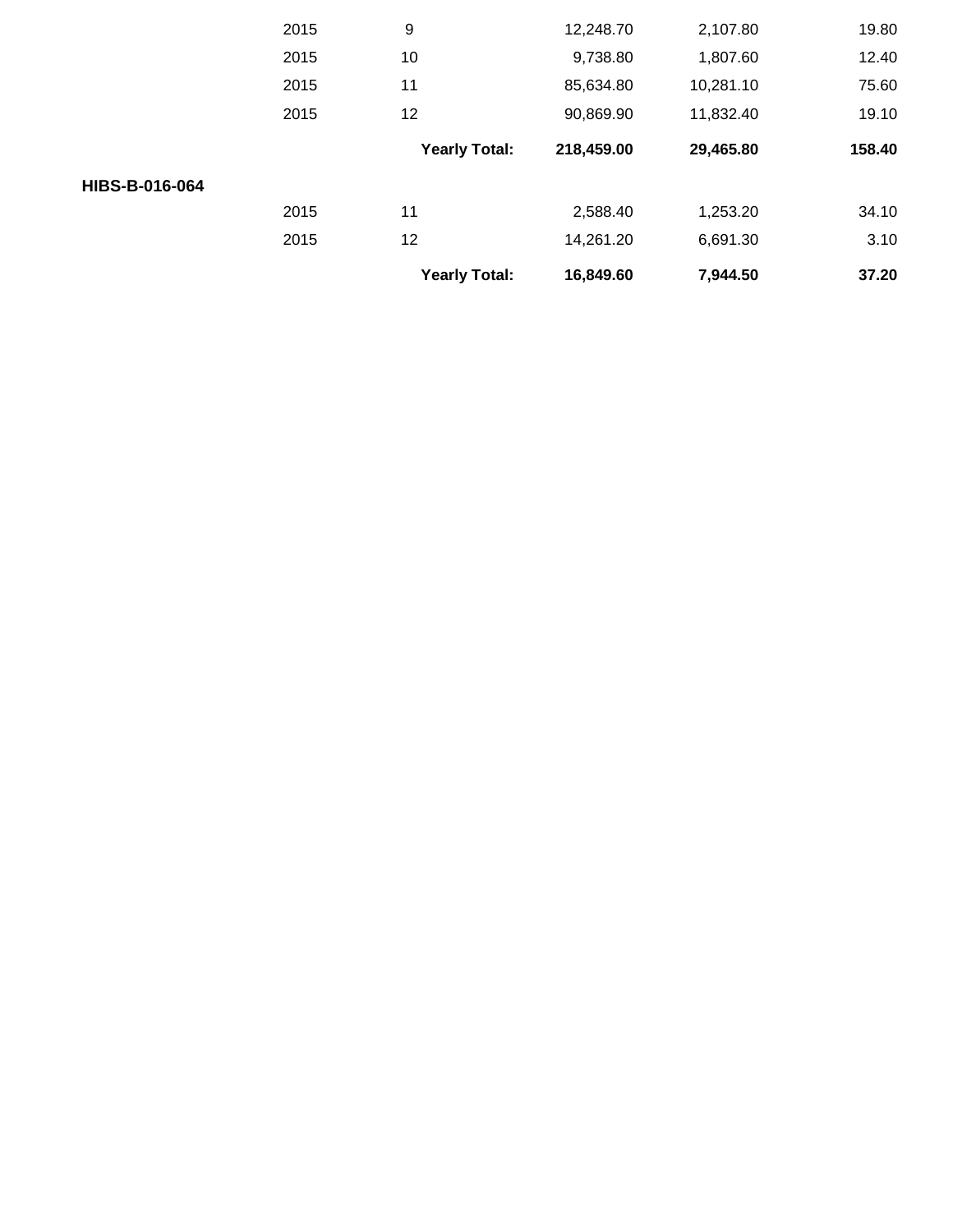| | | | | | |
|---|---|---|---|---|---|
| | 2015 | 9 | 12,248.70 | 2,107.80 | 19.80 |
| | 2015 | 10 | 9,738.80 | 1,807.60 | 12.40 |
| | 2015 | 11 | 85,634.80 | 10,281.10 | 75.60 |
| | 2015 | 12 | 90,869.90 | 11,832.40 | 19.10 |
| | | **Yearly Total:** | **218,459.00** | **29,465.80** | **158.40** |
| **HIBS-B-016-064** | | | | | |
| | 2015 | 11 | 2,588.40 | 1,253.20 | 34.10 |
| | 2015 | 12 | 14,261.20 | 6,691.30 | 3.10 |
| | | **Yearly Total:** | **16,849.60** | **7,944.50** | **37.20** |